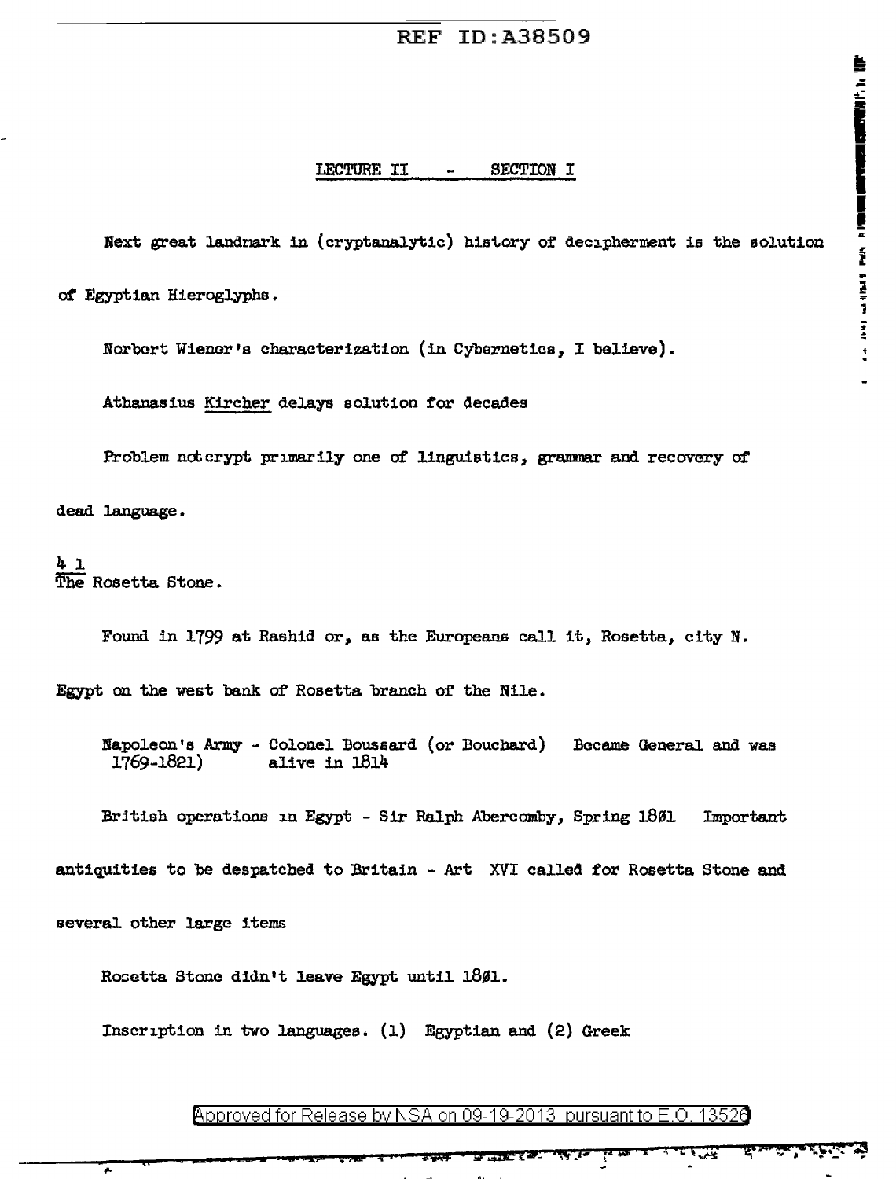## LECTURE II - SECTION I

Next great landmark in (cryptanalytic) history of decipherment is the solution of Egyptian Hieroglyphs.

Norbert Wiener's characterization (in Cybernetics, I believe).

Athanasius Kircher delays solution for decades

Problem not crypt primarily one of linguistics, grammar and recovery of dead language.

4 1
The Rosetta Stone.

Found in 1799 at Rashid or, as the Europeans call it, Rosetta, city N. Egypt on the west bank of Rosetta branch of the Nile.

Napoleon's Army - Colonel Boussard (or Bouchard) Became General and was 1769-1821) alive in 1814

British operations in Egypt - Sir Ralph Abercomby, Spring 1801 Important antiquities to be despatched to Britain - Art XVI called for Rosetta Stone and several other large items

Rosetta Stone didn't leave Egypt until 1801.

Inscription in two languages. (1) Egyptian and (2) Greek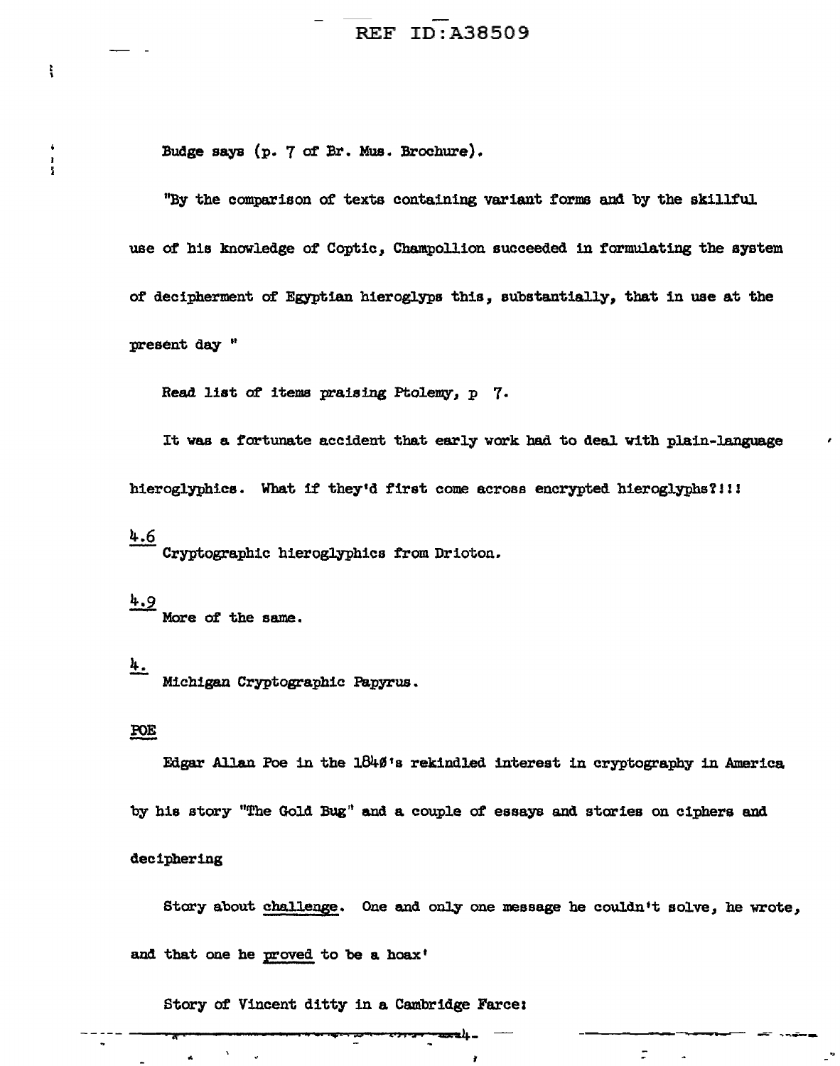Budge says (p. 7 of Br. Mus. Brochure).

"By the comparison of texts containing variant forms and by the skillful use of his knowledge of Coptic, Champollion succeeded in formulating the system of decipherment of Egyptian hieroglyps this, substantially, that in use at the present day "

Read list of items praising Ptolemy, p 7.

It was a fortunate accident that early work had to deal with plain-language hieroglyphics. What if they'd first come across encrypted hieroglyphs?!!!

4.6
Cryptographic hieroglyphics from Drioton.

4.9
More of the same.

4.
Michigan Cryptographic Papyrus.

POE

Edgar Allan Poe in the 1840's rekindled interest in cryptography in America by his story "The Gold Bug" and a couple of essays and stories on ciphers and deciphering

Story about challenge. One and only one message he couldn't solve, he wrote, and that one he proved to be a hoax'

Story of Vincent ditty in a Cambridge Farce: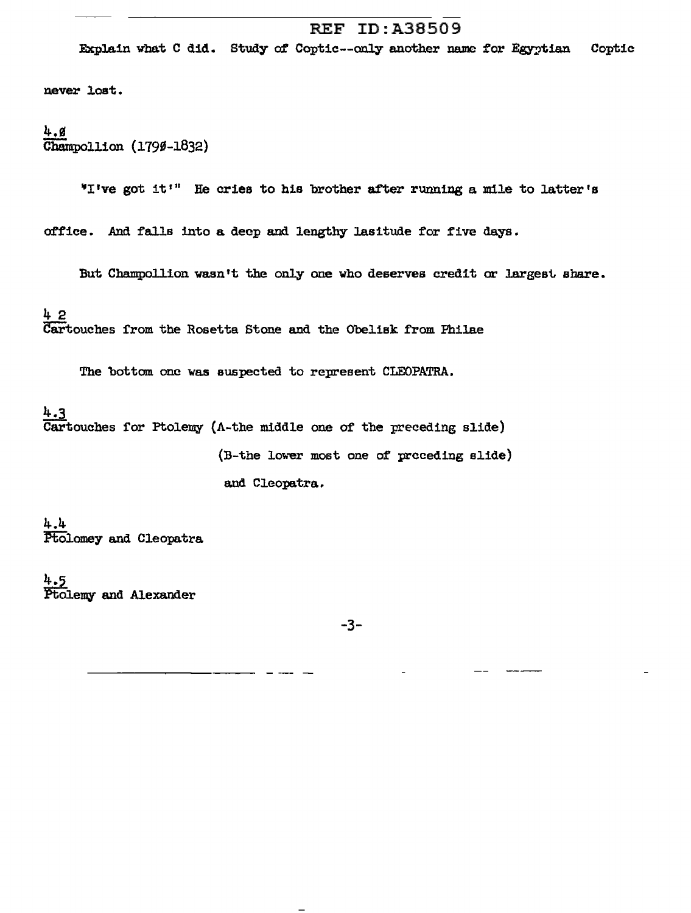Explain what C did. Study of Coptic--only another name for Egyptian Coptic never lost.

4.0
Champollion (1790-1832)

"I've got it!" He cries to his brother after running a mile to latter's office. And falls into a deep and lengthy lasitude for five days.

But Champollion wasn't the only one who deserves credit or largest share.

4 2
Cartouches from the Rosetta Stone and the Obelisk from Philae

The bottom one was suspected to represent CLEOPATRA.

4.3
Cartouches for Ptolemy (A-the middle one of the preceding slide)

(B-the lower most one of preceding slide)

and Cleopatra.

4.4
Ptolomey and Cleopatra

4.5
Ptolemy and Alexander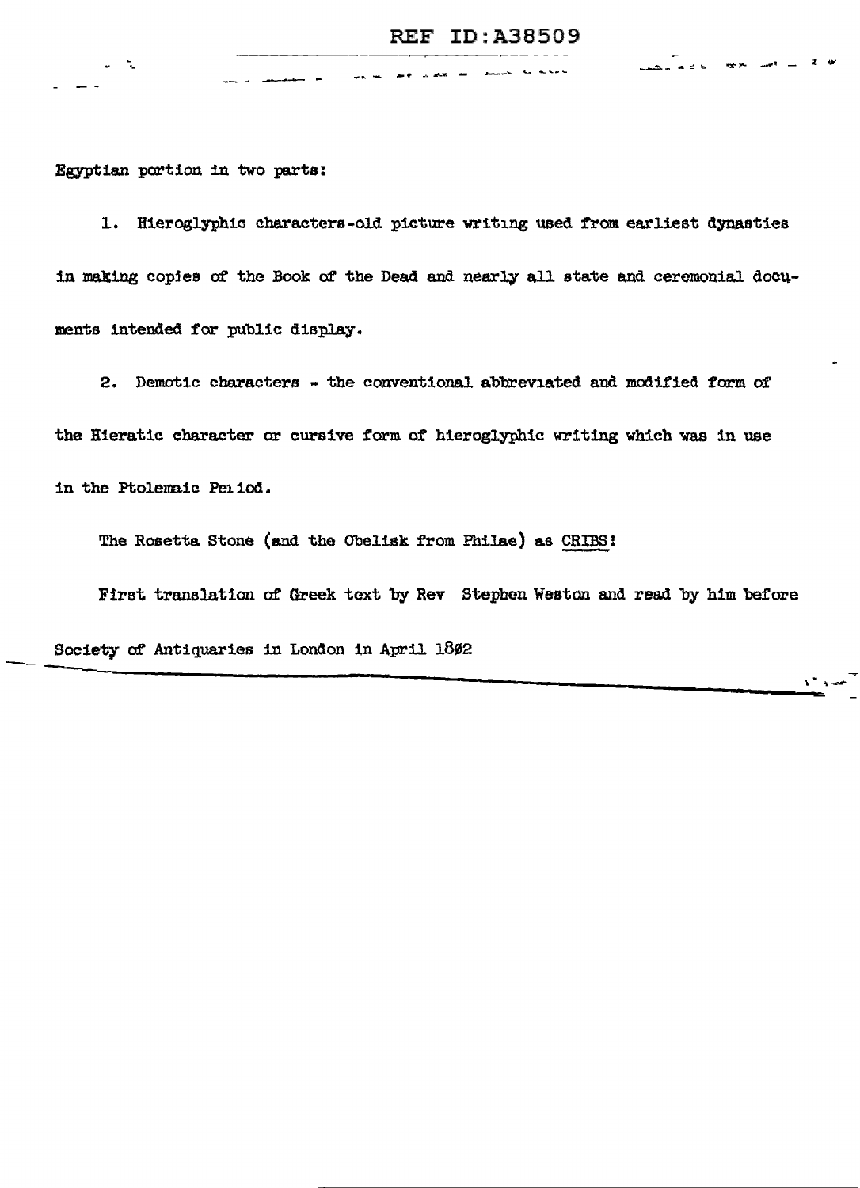Egyptian portion in two parts:

1. Hieroglyphic characters-old picture writing used from earliest dynasties in making copies of the Book of the Dead and nearly all state and ceremonial documents intended for public display.

2. Demotic characters - the conventional abbreviated and modified form of the Hieratic character or cursive form of hieroglyphic writing which was in use in the Ptolemaic Period.

The Rosetta Stone (and the Obelisk from Philae) as CRIBS!

First translation of Greek text by Rev Stephen Weston and read by him before Society of Antiquaries in London in April 1802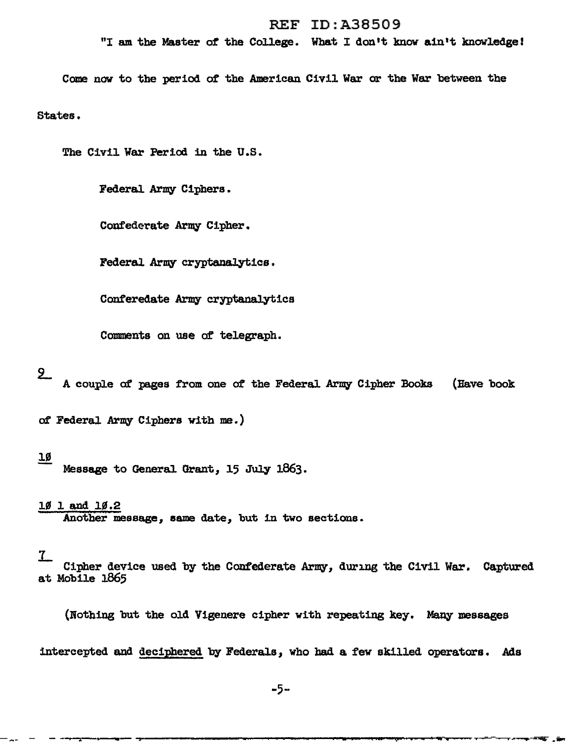"I am the Master of the College. What I don't know ain't knowledge!

Come now to the period of the American Civil War or the War between the States.

The Civil War Period in the U.S.

Federal Army Ciphers.

Confederate Army Cipher.

Federal Army cryptanalytics.

Conferedate Army cryptanalytics

Comments on use of telegraph.

9

A couple of pages from one of the Federal Army Cipher Books (Have book of Federal Army Ciphers with me.)

10

Message to General Grant, 15 July 1863.

10 1 and 10.2

Another message, same date, but in two sections.

7

Cipher device used by the Confederate Army, during the Civil War. Captured at Mobile 1865

(Nothing but the old Vigenere cipher with repeating key. Many messages intercepted and deciphered by Federals, who had a few skilled operators. Ads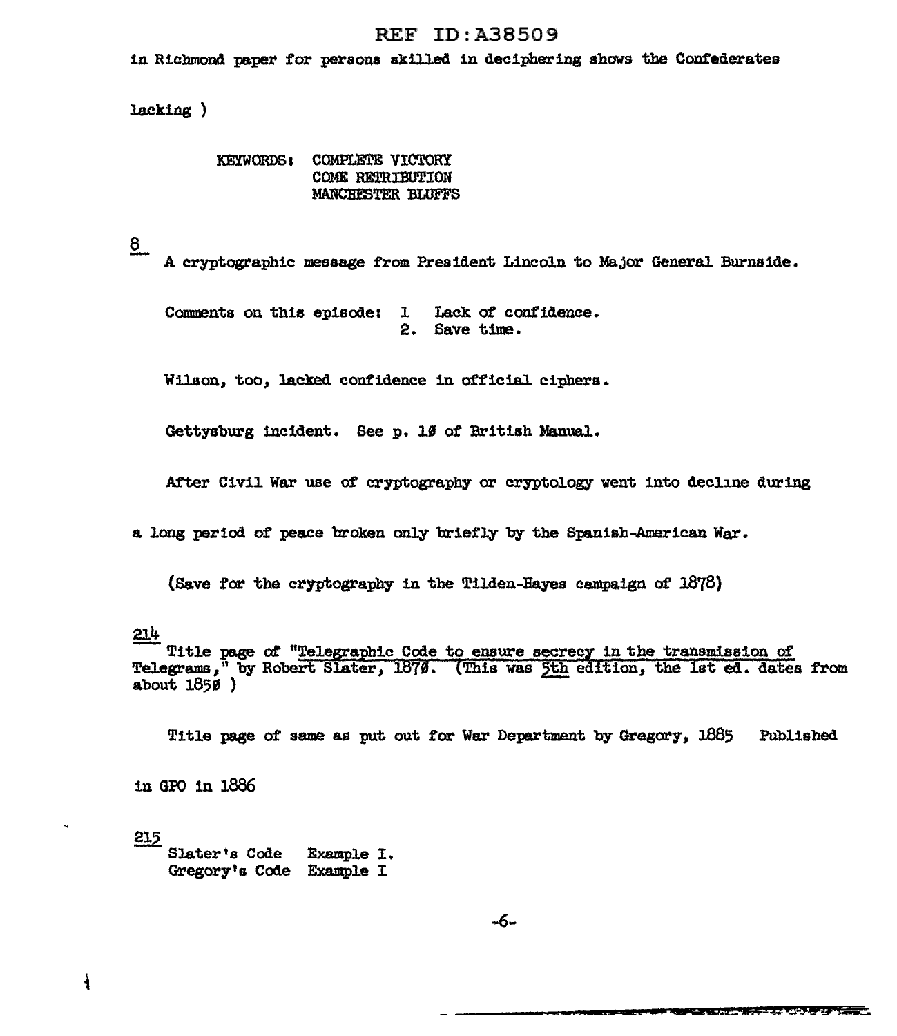in Richmond paper for persons skilled in deciphering shows the Confederates

lacking )

KEYWORDS: COMPLETE VICTORY
COME RETRIBUTION
MANCHESTER BLUFFS

8

A cryptographic message from President Lincoln to Major General Burnside.

Comments on this episode: 1 Lack of confidence.
2. Save time.

Wilson, too, lacked confidence in official ciphers.

Gettysburg incident. See p. 10 of British Manual.

After Civil War use of cryptography or cryptology went into decline during a long period of peace broken only briefly by the Spanish-American War.

(Save for the cryptography in the Tilden-Hayes campaign of 1878)

214

Title page of "Telegraphic Code to ensure secrecy in the transmission of Telegrams," by Robert Slater, 1870. (This was 5th edition, the 1st ed. dates from about 1850 )

Title page of same as put out for War Department by Gregory, 1885 Published in GPO in 1886

215

Slater's Code Example I.
Gregory's Code Example I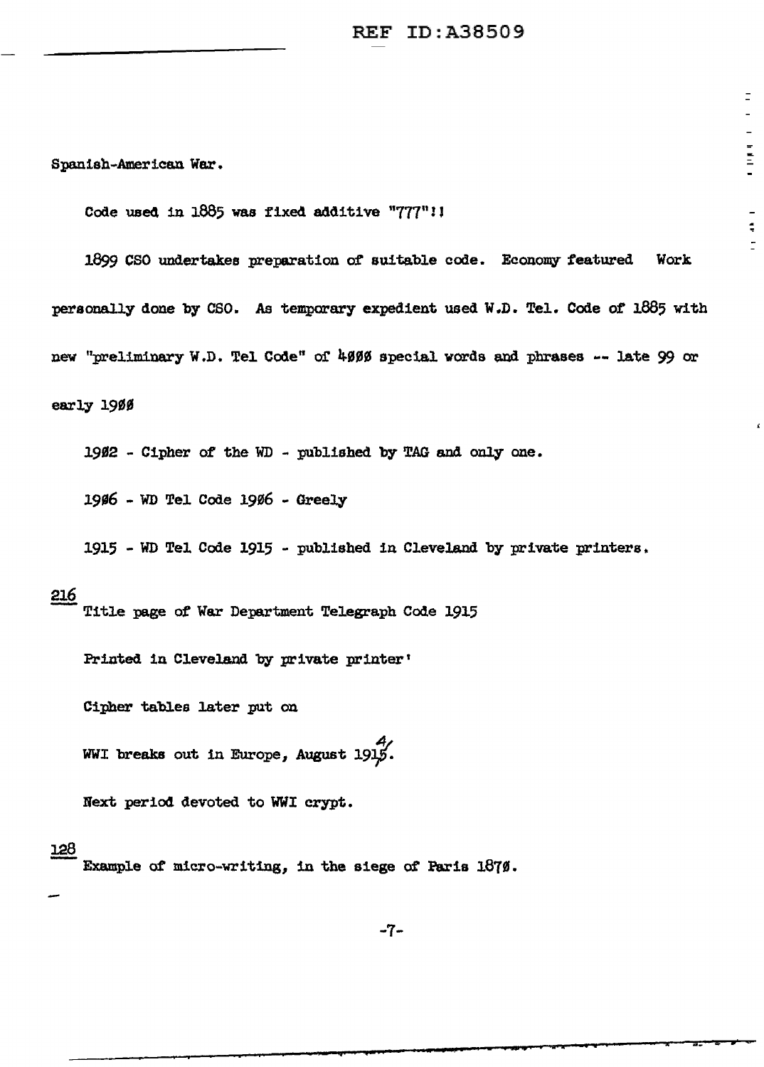Spanish-American War.

Code used in 1885 was fixed additive "777"!!

1899 CSO undertakes preparation of suitable code. Economy featured Work personally done by CSO. As temporary expedient used W.D. Tel. Code of 1885 with new "preliminary W.D. Tel Code" of 4000 special words and phrases -- late 99 or early 1900

1902 - Cipher of the WD - published by TAG and only one.

1906 - WD Tel Code 1906 - Greely

1915 - WD Tel Code 1915 - published in Cleveland by private printers.

216
Title page of War Department Telegraph Code 1915

Printed in Cleveland by private printer'

Cipher tables later put on

WWI breaks out in Europe, August 1914.

Next period devoted to WWI crypt.

128
Example of micro-writing, in the siege of Paris 1870.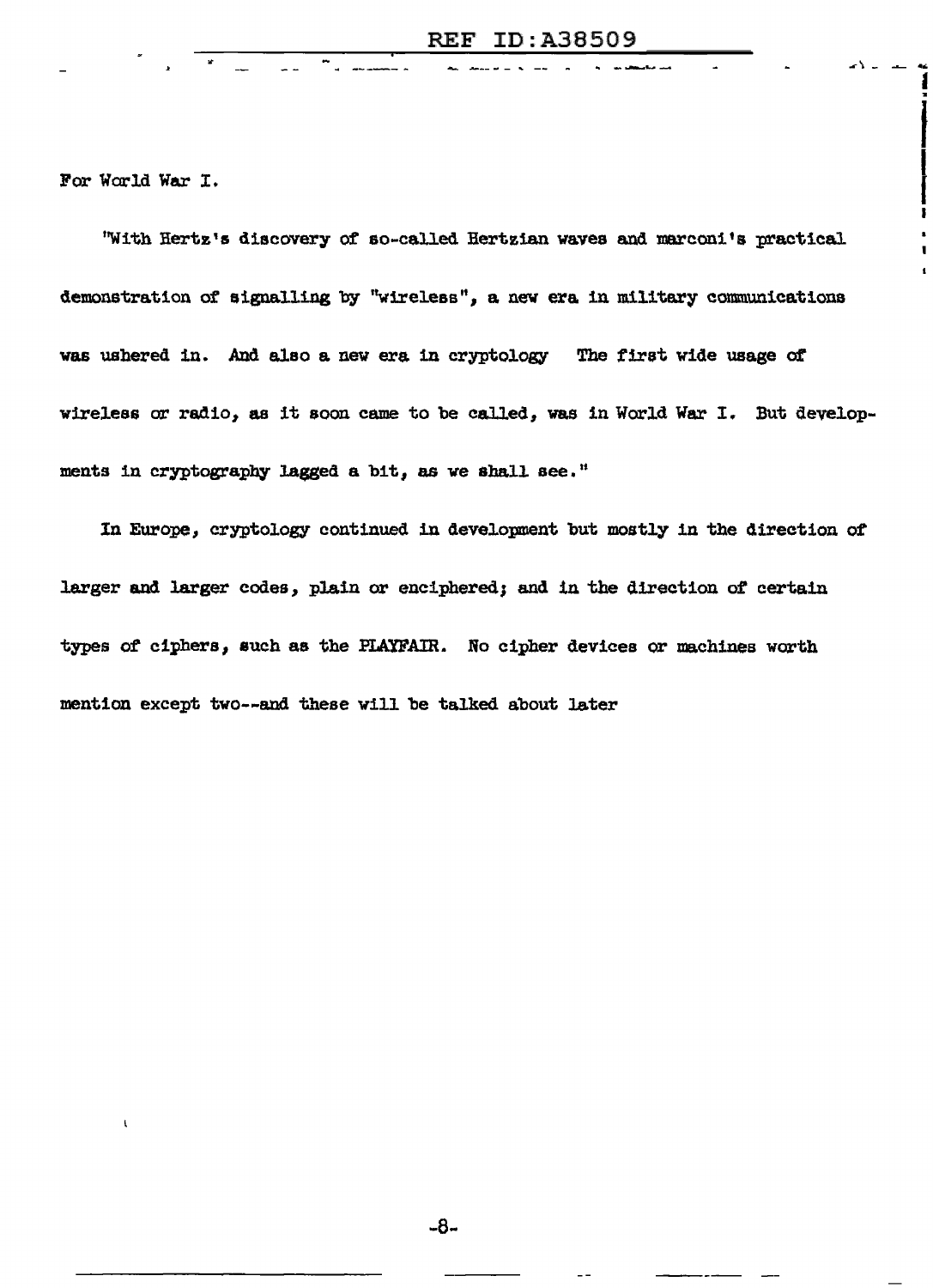For World War I.

"With Hertz's discovery of so-called Hertzian waves and marconi's practical demonstration of signalling by "wireless", a new era in military communications was ushered in. And also a new era in cryptology The first wide usage of wireless or radio, as it soon came to be called, was in World War I. But developments in cryptography lagged a bit, as we shall see."

In Europe, cryptology continued in development but mostly in the direction of larger and larger codes, plain or enciphered; and in the direction of certain types of ciphers, such as the PLAYFAIR. No cipher devices or machines worth mention except two--and these will be talked about later